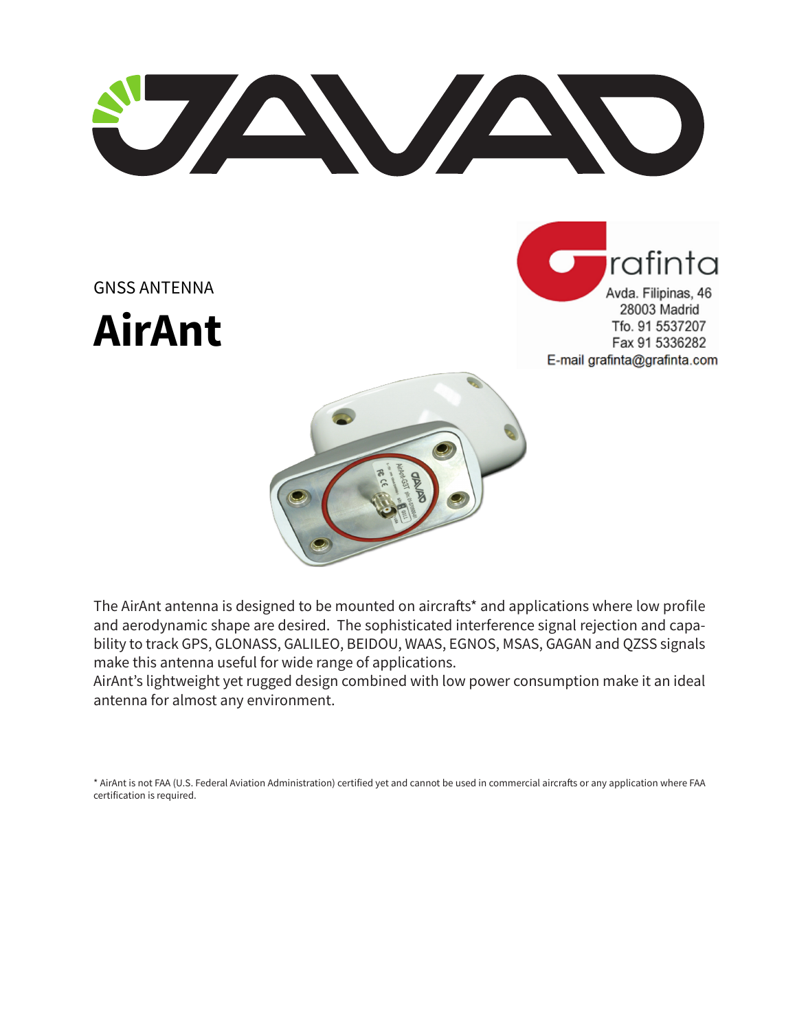GNSS ANTENNA

# AirAnt

Grafinta
Avda. Filipinas, 46
28003 Madrid
Tfo. 91 5537207
Fax 91 5336282
E-mail grafinta@grafinta.com

The AirAnt antenna is designed to be mounted on aircrafts* and applications where low profile and aerodynamic shape are desired. The sophisticated interference signal rejection and capability to track GPS, GLONASS, GALILEO, BEIDOU, WAAS, EGNOS, MSAS, GAGAN and QZSS signals make this antenna useful for wide range of applications.
AirAnt's lightweight yet rugged design combined with low power consumption make it an ideal antenna for almost any environment.

* AirAnt is not FAA (U.S. Federal Aviation Administration) certified yet and cannot be used in commercial aircrafts or any application where FAA certification is required.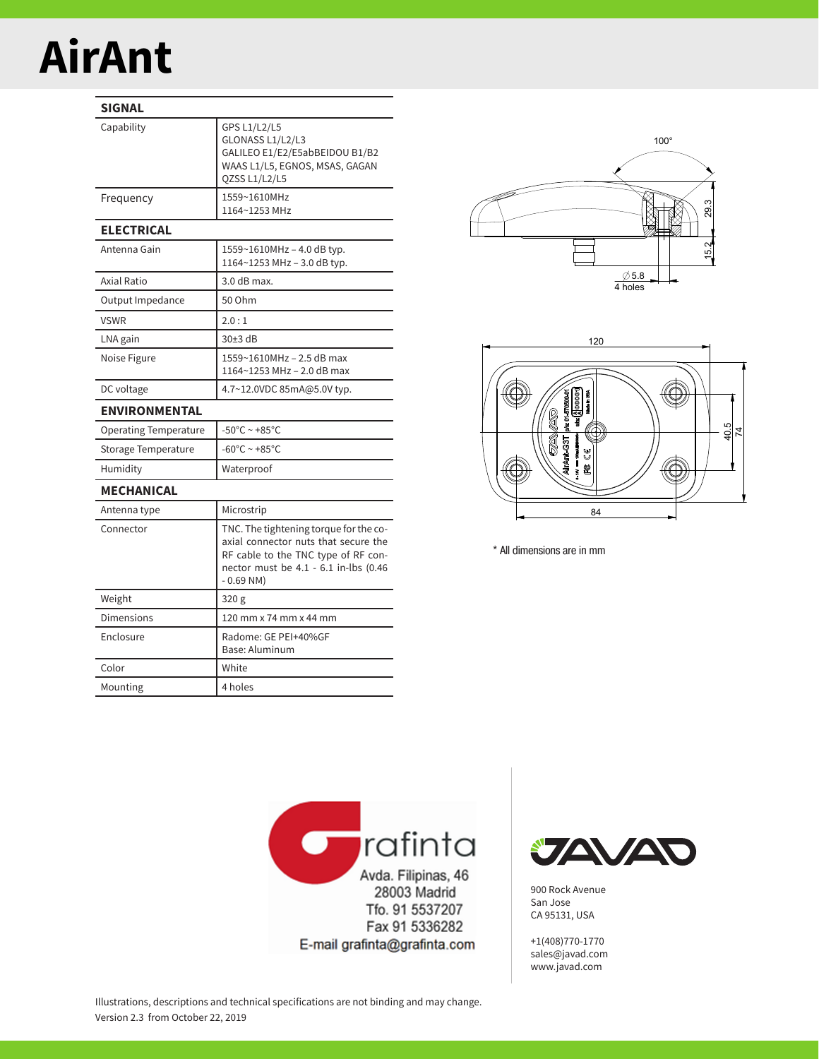# AirAnt

| | |
|---|---|
| **SIGNAL** | |
| Capability | GPS L1/L2/L5<br>GLONASS L1/L2/L3<br>GALILEO E1/E2/E5abBEIDOU B1/B2<br>WAAS L1/L5, EGNOS, MSAS, GAGAN<br>QZSS L1/L2/L5 |
| Frequency | 1559~1610MHz<br>1164~1253 MHz |
| **ELECTRICAL** | |
| Antenna Gain | 1559~1610MHz – 4.0 dB typ.<br>1164~1253 MHz – 3.0 dB typ. |
| Axial Ratio | 3.0 dB max. |
| Output Impedance | 50 Ohm |
| VSWR | 2.0 : 1 |
| LNA gain | 30±3 dB |
| Noise Figure | 1559~1610MHz – 2.5 dB max<br>1164~1253 MHz – 2.0 dB max |
| DC voltage | 4.7~12.0VDC 85mA@5.0V typ. |
| **ENVIRONMENTAL** | |
| Operating Temperature | -50°C ~ +85°C |
| Storage Temperature | -60°C ~ +85°C |
| Humidity | Waterproof |
| **MECHANICAL** | |
| Antenna type | Microstrip |
| Connector | TNC. The tightening torque for the coaxial connector nuts that secure the RF cable to the TNC type of RF connector must be 4.1 - 6.1 in-lbs (0.46 - 0.69 NM) |
| Weight | 320 g |
| Dimensions | 120 mm x 74 mm x 44 mm |
| Enclosure | Radome: GE PEI+40%GF<br>Base: Aluminum |
| Color | White |
| Mounting | 4 holes |

100°
29.3
15.2
∅5.8
4 holes

120
40.5
74
84

\* All dimensions are in mm

rafinta
Avda. Filipinas, 46
28003 Madrid
Tfo. 91 5537207
Fax 91 5336282
E-mail grafinta@grafinta.com

JAVAD

900 Rock Avenue
San Jose
CA 95131, USA

+1(408)770-1770
sales@javad.com
www.javad.com

Illustrations, descriptions and technical specifications are not binding and may change.
Version 2.3 from October 22, 2019